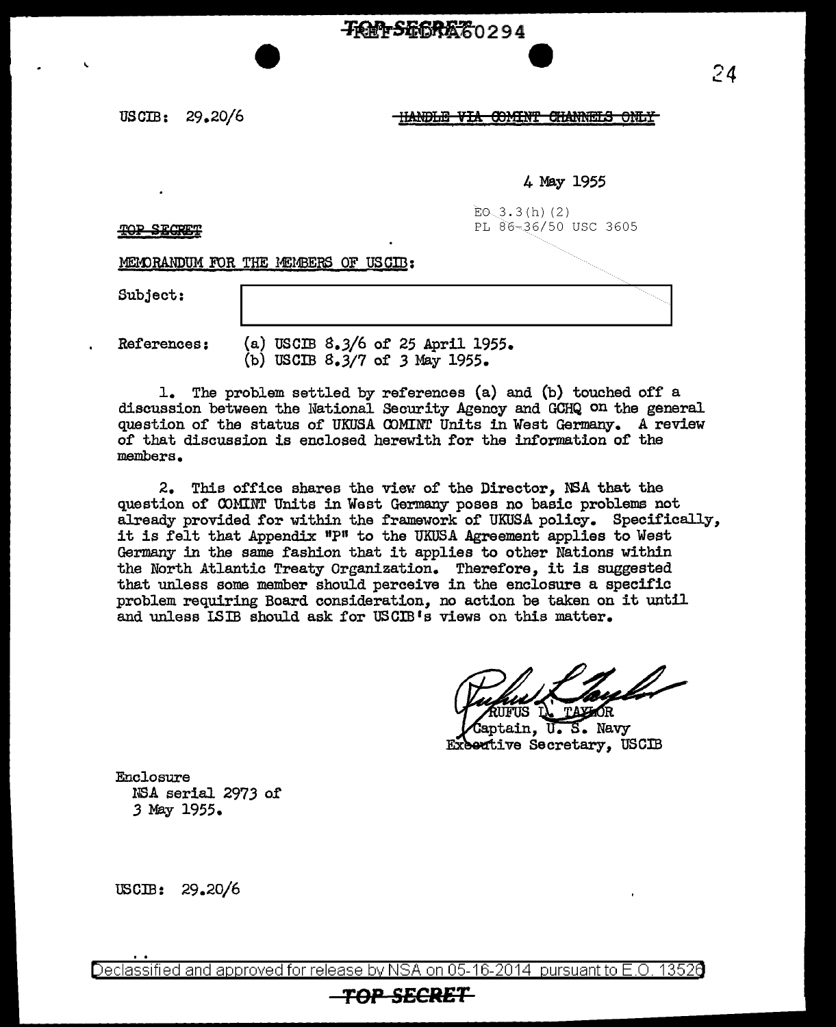TOP SECRET

USCIB: 29.20/6

~~HANDLE VIA COMINT CHANNELS ONLY~~

4 May 1955

EO 3.3(h)(2)
PL 86-36/50 USC 3605

~~TOP SECRET~~

MEMORANDUM FOR THE MEMBERS OF USCIB:

Subject: [REDACTED]

References: (a) USCIB 8.3/6 of 25 April 1955.
(b) USCIB 8.3/7 of 3 May 1955.

1. The problem settled by references (a) and (b) touched off a discussion between the National Security Agency and GCHQ on the general question of the status of UKUSA COMINT Units in West Germany. A review of that discussion is enclosed herewith for the information of the members.

2. This office shares the view of the Director, NSA that the question of COMINT Units in West Germany poses no basic problems not already provided for within the framework of UKUSA policy. Specifically, it is felt that Appendix "P" to the UKUSA Agreement applies to West Germany in the same fashion that it applies to other Nations within the North Atlantic Treaty Organization. Therefore, it is suggested that unless some member should perceive in the enclosure a specific problem requiring Board consideration, no action be taken on it until and unless LSIB should ask for USCIB's views on this matter.

RUFUS L. TAYLOR
Captain, U. S. Navy
Executive Secretary, USCIB

Enclosure
NSA serial 2973 of
3 May 1955.

USCIB: 29.20/6

Declassified and approved for release by NSA on 05-16-2014 pursuant to E.O. 13526

~~TOP SECRET~~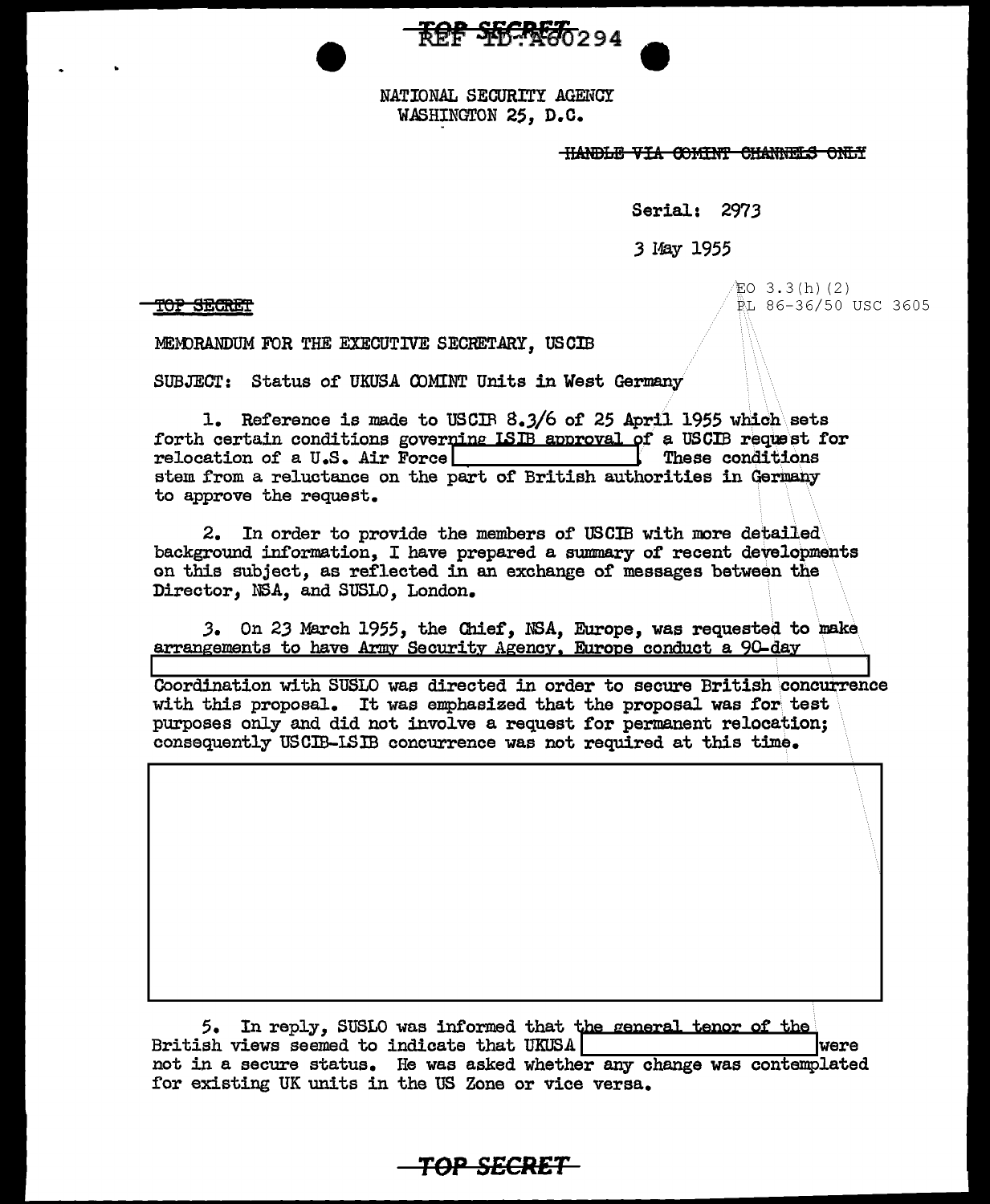TOP SECRET REF ID:A60294

NATIONAL SECURITY AGENCY
WASHINGTON 25, D.C.

~~HANDLE VIA COMINT CHANNELS ONLY~~

Serial: 2973

3 May 1955

~~TOP SECRET~~

EO 3.3(h)(2)
PL 86-36/50 USC 3605

MEMORANDUM FOR THE EXECUTIVE SECRETARY, USCIB

SUBJECT: Status of UKUSA COMINT Units in West Germany

1. Reference is made to USCIB 8.3/6 of 25 April 1955 which sets forth certain conditions governing LSIB approval of a USCIB request for relocation of a U.S. Air Force [REDACTED]. These conditions stem from a reluctance on the part of British authorities in Germany to approve the request.

2. In order to provide the members of USCIB with more detailed background information, I have prepared a summary of recent developments on this subject, as reflected in an exchange of messages between the Director, NSA, and SUSLO, London.

3. On 23 March 1955, the Chief, NSA, Europe, was requested to make arrangements to have Army Security Agency, Europe conduct a 90-day [REDACTED]

Coordination with SUSLO was directed in order to secure British concurrence with this proposal. It was emphasized that the proposal was for test purposes only and did not involve a request for permanent relocation; consequently USCIB-LSIB concurrence was not required at this time.

[REDACTED]

5. In reply, SUSLO was informed that the general tenor of the British views seemed to indicate that UKUSA [REDACTED] were not in a secure status. He was asked whether any change was contemplated for existing UK units in the US Zone or vice versa.

TOP SECRET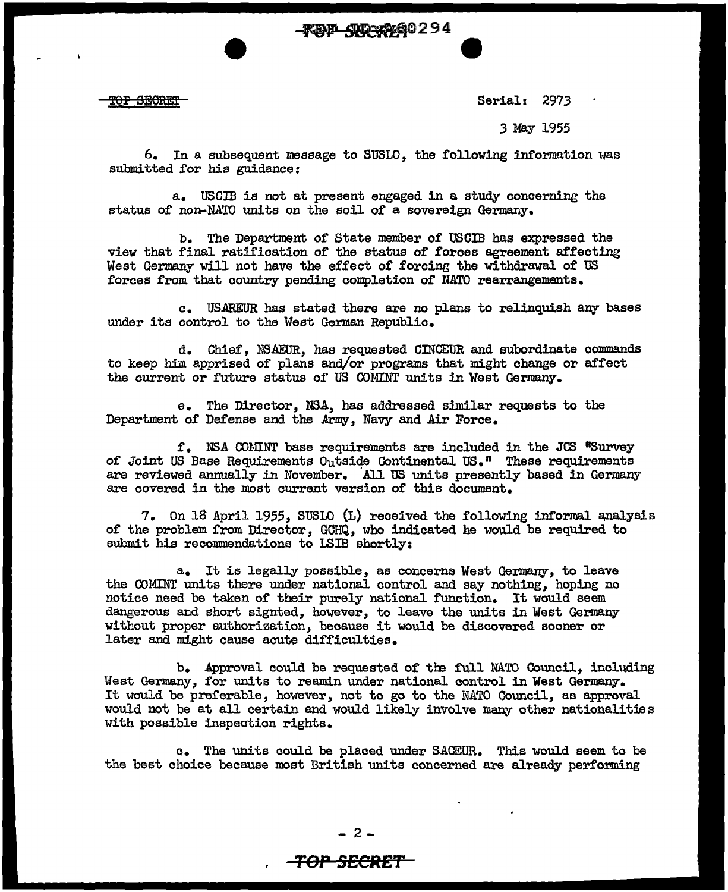TOP SECRET

Serial: 2973

3 May 1955

6. In a subsequent message to SUSLO, the following information was submitted for his guidance:

a. USCIB is not at present engaged in a study concerning the status of non-NATO units on the soil of a sovereign Germany.

b. The Department of State member of USCIB has expressed the view that final ratification of the status of forces agreement affecting West Germany will not have the effect of forcing the withdrawal of US forces from that country pending completion of NATO rearrangements.

c. USAREUR has stated there are no plans to relinquish any bases under its control to the West German Republic.

d. Chief, NSAEUR, has requested CINCEUR and subordinate commands to keep him apprised of plans and/or programs that might change or affect the current or future status of US COMINT units in West Germany.

e. The Director, NSA, has addressed similar requests to the Department of Defense and the Army, Navy and Air Force.

f. NSA COMINT base requirements are included in the JCS "Survey of Joint US Base Requirements Outside Continental US." These requirements are reviewed annually in November. All US units presently based in Germany are covered in the most current version of this document.

7. On 18 April 1955, SUSLO (L) received the following informal analysis of the problem from Director, GCHQ, who indicated he would be required to submit his recommendations to LSIB shortly:

a. It is legally possible, as concerns West Germany, to leave the COMINT units there under national control and say nothing, hoping no notice need be taken of their purely national function. It would seem dangerous and short signted, however, to leave the units in West Germany without proper authorization, because it would be discovered sooner or later and might cause acute difficulties.

b. Approval could be requested of the full NATO Council, including West Germany, for units to reamin under national control in West Germany. It would be preferable, however, not to go to the NATO Council, as approval would not be at all certain and would likely involve many other nationalities with possible inspection rights.

c. The units could be placed under SACEUR. This would seem to be the best choice because most British units concerned are already performing

TOP SECRET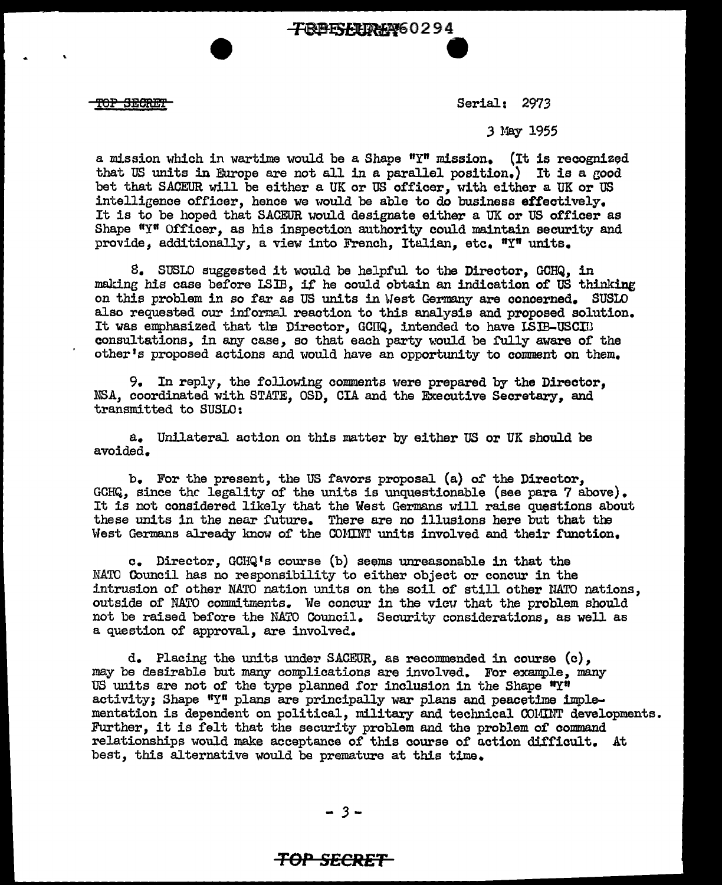TOP SECRET

Serial: 2973

3 May 1955

a mission which in wartime would be a Shape "Y" mission. (It is recognized that US units in Europe are not all in a parallel position.) It is a good bet that SACEUR will be either a UK or US officer, with either a UK or US intelligence officer, hence we would be able to do business effectively. It is to be hoped that SACEUR would designate either a UK or US officer as Shape "Y" Officer, as his inspection authority could maintain security and provide, additionally, a view into French, Italian, etc. "Y" units.

8. SUSLO suggested it would be helpful to the Director, GCHQ, in making his case before LSIB, if he could obtain an indication of US thinking on this problem in so far as US units in West Germany are concerned. SUSLO also requested our informal reaction to this analysis and proposed solution. It was emphasized that the Director, GCHQ, intended to have LSIB-USCIB consultations, in any case, so that each party would be fully aware of the other's proposed actions and would have an opportunity to comment on them.

9. In reply, the following comments were prepared by the Director, NSA, coordinated with STATE, OSD, CIA and the Executive Secretary, and transmitted to SUSLO:

a. Unilateral action on this matter by either US or UK should be avoided.

b. For the present, the US favors proposal (a) of the Director, GCHQ, since the legality of the units is unquestionable (see para 7 above). It is not considered likely that the West Germans will raise questions about these units in the near future. There are no illusions here but that the West Germans already know of the COMINT units involved and their function.

c. Director, GCHQ's course (b) seems unreasonable in that the NATO Council has no responsibility to either object or concur in the intrusion of other NATO nation units on the soil of still other NATO nations, outside of NATO commitments. We concur in the view that the problem should not be raised before the NATO Council. Security considerations, as well as a question of approval, are involved.

d. Placing the units under SACEUR, as recommended in course (c), may be desirable but many complications are involved. For example, many US units are not of the type planned for inclusion in the Shape "Y" activity; Shape "Y" plans are principally war plans and peacetime implementation is dependent on political, military and technical COMINT developments. Further, it is felt that the security problem and the problem of command relationships would make acceptance of this course of action difficult. At best, this alternative would be premature at this time.

TOP SECRET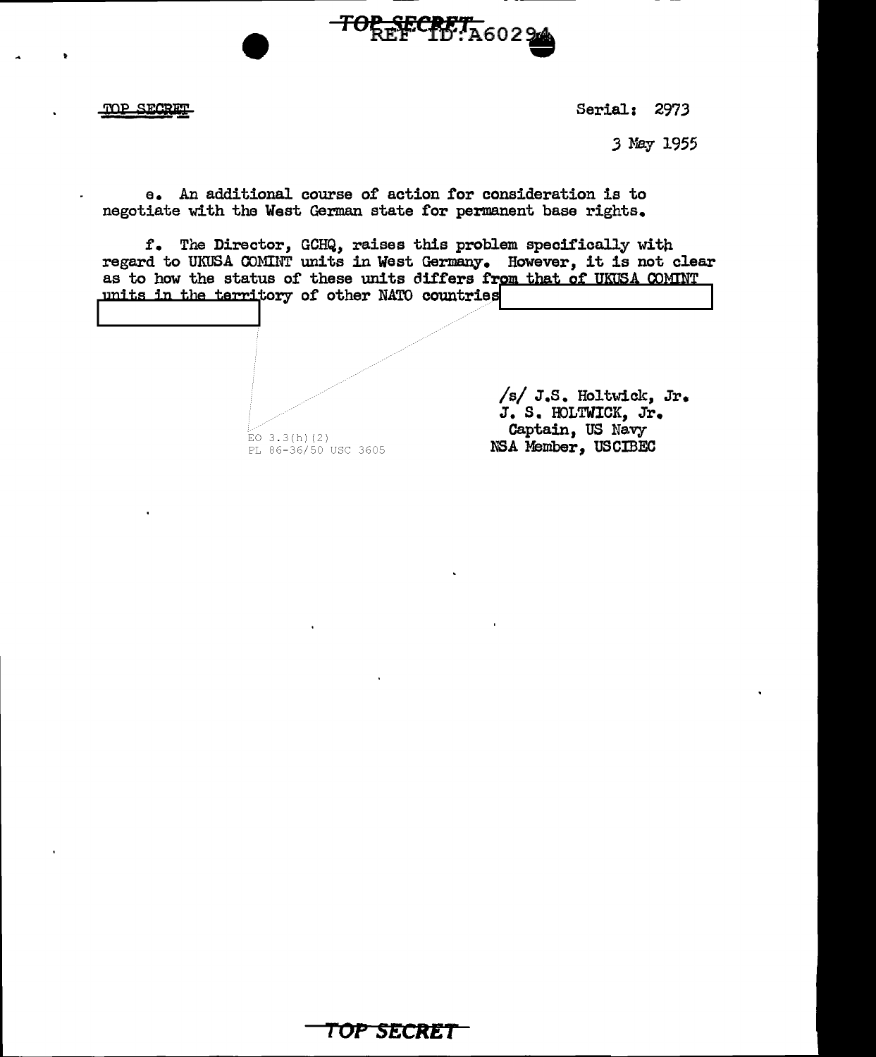TOP SECRET

Serial: 2973

3 May 1955

e. An additional course of action for consideration is to negotiate with the West German state for permanent base rights.

f. The Director, GCHQ, raises this problem specifically with regard to UKUSA COMINT units in West Germany. However, it is not clear as to how the status of these units differs from that of UKUSA COMINT units in the territory of other NATO countries

EO 3.3(h)(2)
PL 86-36/50 USC 3605

/s/ J.S. Holtwick, Jr.
J. S. HOLTWICK, Jr.
Captain, US Navy
NSA Member, USCIBEC

TOP SECRET